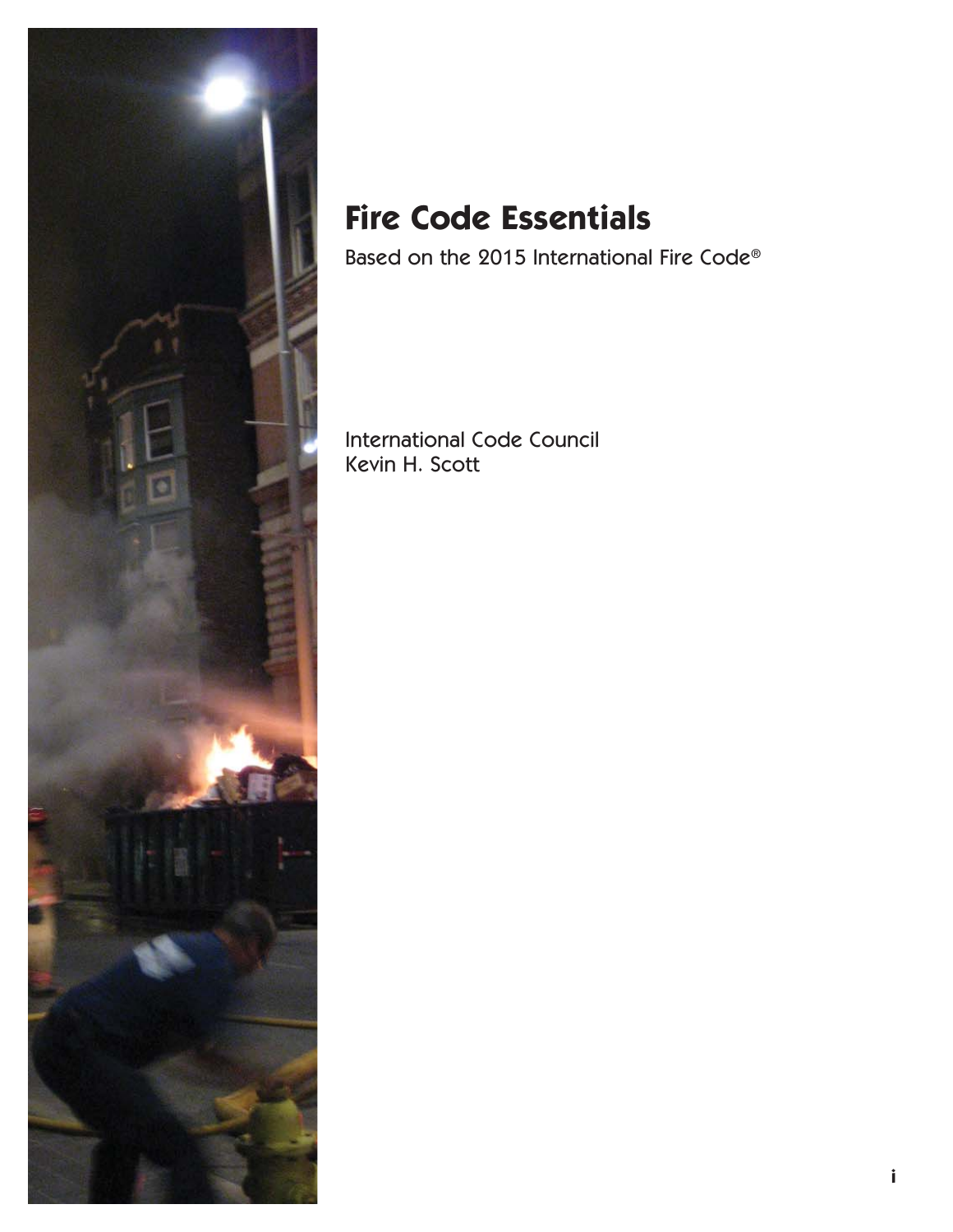# Fire Code Essentials

Based on the 2015 International Fire Code®

International Code Council
Kevin H. Scott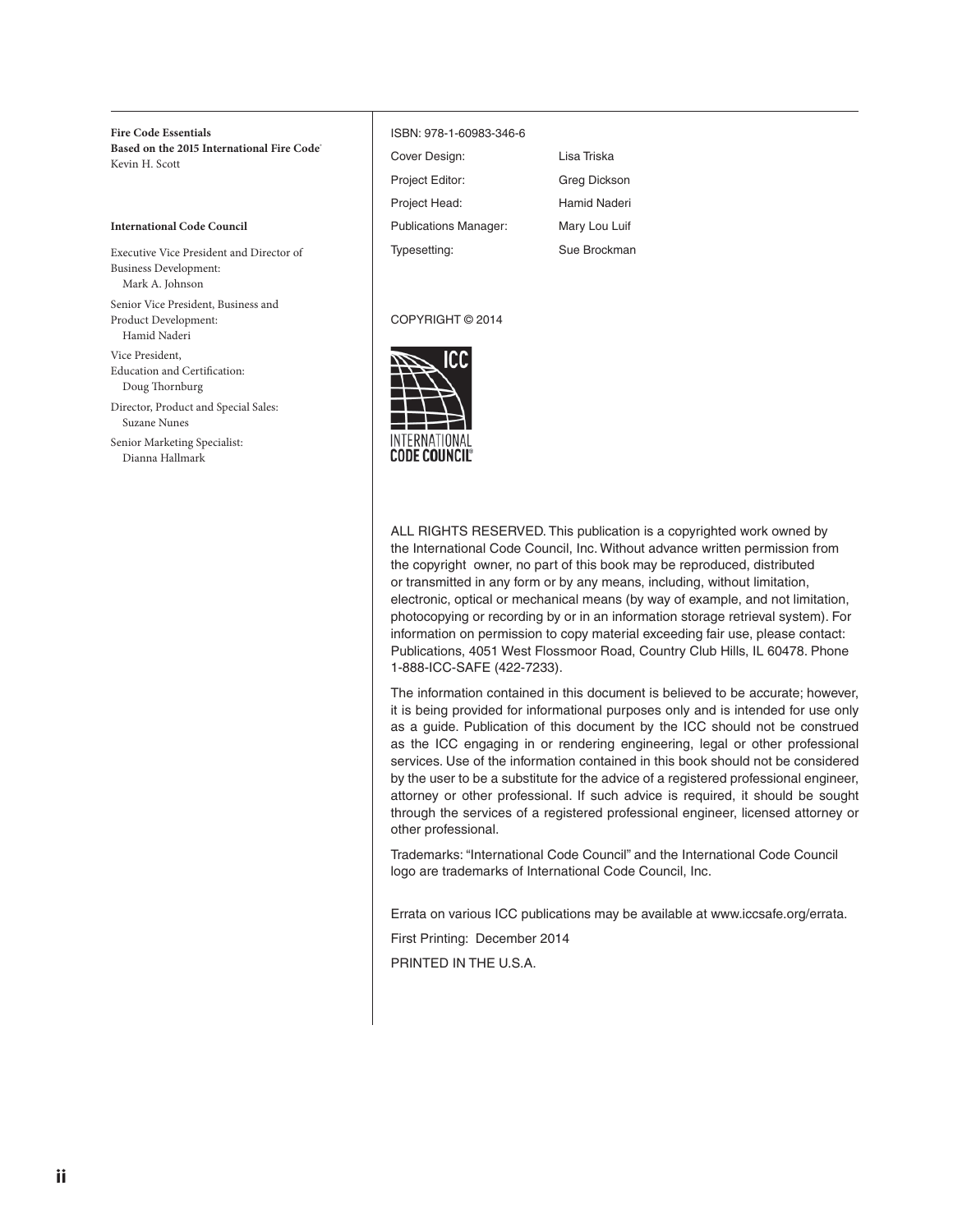**Fire Code Essentials**
**Based on the 2015 International Fire Code®**
Kevin H. Scott

**International Code Council**

Executive Vice President and Director of Business Development:
Mark A. Johnson

Senior Vice President, Business and Product Development:
Hamid Naderi

Vice President, Education and Certification:
Doug Thornburg

Director, Product and Special Sales:
Suzane Nunes

Senior Marketing Specialist:
Dianna Hallmark

ISBN: 978-1-60983-346-6

| | |
|---|---|
| Cover Design: | Lisa Triska |
| Project Editor: | Greg Dickson |
| Project Head: | Hamid Naderi |
| Publications Manager: | Mary Lou Luif |
| Typesetting: | Sue Brockman |

COPYRIGHT © 2014

ICC
INTERNATIONAL CODE COUNCIL®

ALL RIGHTS RESERVED. This publication is a copyrighted work owned by the International Code Council, Inc. Without advance written permission from the copyright owner, no part of this book may be reproduced, distributed or transmitted in any form or by any means, including, without limitation, electronic, optical or mechanical means (by way of example, and not limitation, photocopying or recording by or in an information storage retrieval system). For information on permission to copy material exceeding fair use, please contact: Publications, 4051 West Flossmoor Road, Country Club Hills, IL 60478. Phone 1-888-ICC-SAFE (422-7233).

The information contained in this document is believed to be accurate; however, it is being provided for informational purposes only and is intended for use only as a guide. Publication of this document by the ICC should not be construed as the ICC engaging in or rendering engineering, legal or other professional services. Use of the information contained in this book should not be considered by the user to be a substitute for the advice of a registered professional engineer, attorney or other professional. If such advice is required, it should be sought through the services of a registered professional engineer, licensed attorney or other professional.

Trademarks: "International Code Council" and the International Code Council logo are trademarks of International Code Council, Inc.

Errata on various ICC publications may be available at www.iccsafe.org/errata.

First Printing: December 2014

PRINTED IN THE U.S.A.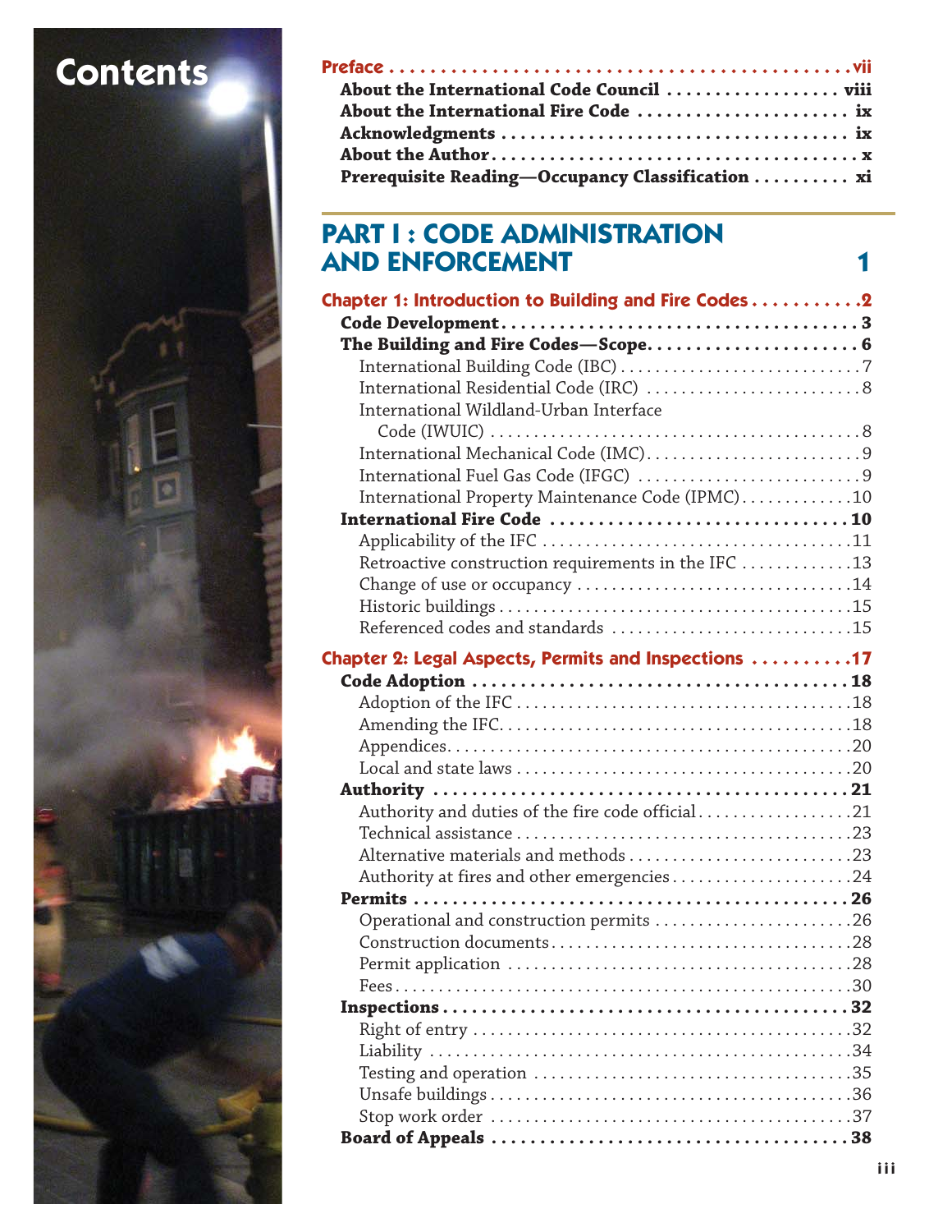# Contents

**Preface** .......... vii

**About the International Code Council** .......... viii

**About the International Fire Code** .......... ix

**Acknowledgments** .......... ix

**About the Author** .......... x

**Prerequisite Reading—Occupancy Classification** .......... xi

## PART I : CODE ADMINISTRATION AND ENFORCEMENT 1

### Chapter 1: Introduction to Building and Fire Codes .......... 2

**Code Development** .......... 3

**The Building and Fire Codes—Scope** .......... 6

- International Building Code (IBC) .......... 7
- International Residential Code (IRC) .......... 8
- International Wildland-Urban Interface Code (IWUIC) .......... 8
- International Mechanical Code (IMC) .......... 9
- International Fuel Gas Code (IFGC) .......... 9
- International Property Maintenance Code (IPMC) .......... 10

**International Fire Code** .......... 10

- Applicability of the IFC .......... 11
- Retroactive construction requirements in the IFC .......... 13
- Change of use or occupancy .......... 14
- Historic buildings .......... 15
- Referenced codes and standards .......... 15

### Chapter 2: Legal Aspects, Permits and Inspections .......... 17

**Code Adoption** .......... 18

- Adoption of the IFC .......... 18
- Amending the IFC .......... 18
- Appendices .......... 20
- Local and state laws .......... 20

**Authority** .......... 21

- Authority and duties of the fire code official .......... 21
- Technical assistance .......... 23
- Alternative materials and methods .......... 23
- Authority at fires and other emergencies .......... 24

**Permits** .......... 26

- Operational and construction permits .......... 26
- Construction documents .......... 28
- Permit application .......... 28
- Fees .......... 30

**Inspections** .......... 32

- Right of entry .......... 32
- Liability .......... 34
- Testing and operation .......... 35
- Unsafe buildings .......... 36
- Stop work order .......... 37

**Board of Appeals** .......... 38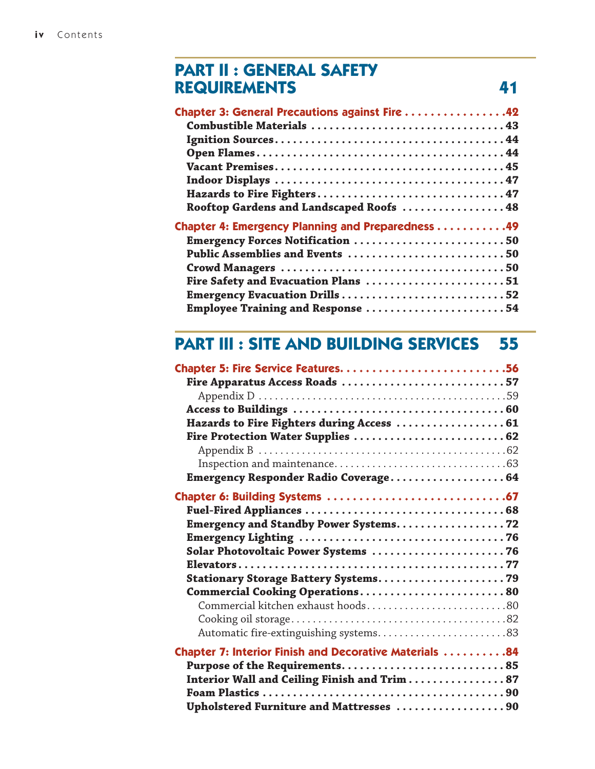## PART II : GENERAL SAFETY REQUIREMENTS 41

**Chapter 3: General Precautions against Fire . . . . . . . . . . . . . . . . 42**
- **Combustible Materials . . . . . . . . . . . . . . . . . . . . . . . . . . . . . . . . . . 43**
- **Ignition Sources . . . . . . . . . . . . . . . . . . . . . . . . . . . . . . . . . . . . . . . 44**
- **Open Flames . . . . . . . . . . . . . . . . . . . . . . . . . . . . . . . . . . . . . . . . . 44**
- **Vacant Premises . . . . . . . . . . . . . . . . . . . . . . . . . . . . . . . . . . . . . . . 45**
- **Indoor Displays . . . . . . . . . . . . . . . . . . . . . . . . . . . . . . . . . . . . . . . 47**
- **Hazards to Fire Fighters . . . . . . . . . . . . . . . . . . . . . . . . . . . . . . . . 47**
- **Rooftop Gardens and Landscaped Roofs . . . . . . . . . . . . . . . . . 48**

**Chapter 4: Emergency Planning and Preparedness . . . . . . . . . . . 49**
- **Emergency Forces Notification . . . . . . . . . . . . . . . . . . . . . . . . . 50**
- **Public Assemblies and Events . . . . . . . . . . . . . . . . . . . . . . . . . . 50**
- **Crowd Managers . . . . . . . . . . . . . . . . . . . . . . . . . . . . . . . . . . . . . 50**
- **Fire Safety and Evacuation Plans . . . . . . . . . . . . . . . . . . . . . . . 51**
- **Emergency Evacuation Drills . . . . . . . . . . . . . . . . . . . . . . . . . . . 52**
- **Employee Training and Response . . . . . . . . . . . . . . . . . . . . . . . 54**

## PART III : SITE AND BUILDING SERVICES 55

**Chapter 5: Fire Service Features. . . . . . . . . . . . . . . . . . . . . . . . . . 56**
- **Fire Apparatus Access Roads . . . . . . . . . . . . . . . . . . . . . . . . . . . 57**
  - Appendix D . . . . . . . . . . . . . . . . . . . . . . . . . . . . . . . . . . . . . . . . . . . 59
- **Access to Buildings . . . . . . . . . . . . . . . . . . . . . . . . . . . . . . . . . . . 60**
- **Hazards to Fire Fighters during Access . . . . . . . . . . . . . . . . . . 61**
- **Fire Protection Water Supplies . . . . . . . . . . . . . . . . . . . . . . . . . 62**
  - Appendix B . . . . . . . . . . . . . . . . . . . . . . . . . . . . . . . . . . . . . . . . . . . 62
  - Inspection and maintenance. . . . . . . . . . . . . . . . . . . . . . . . . . . . . . . 63
- **Emergency Responder Radio Coverage. . . . . . . . . . . . . . . . . . . 64**

**Chapter 6: Building Systems . . . . . . . . . . . . . . . . . . . . . . . . . . . . 67**
- **Fuel-Fired Appliances . . . . . . . . . . . . . . . . . . . . . . . . . . . . . . . . . 68**
- **Emergency and Standby Power Systems. . . . . . . . . . . . . . . . . . 72**
- **Emergency Lighting . . . . . . . . . . . . . . . . . . . . . . . . . . . . . . . . . . 76**
- **Solar Photovoltaic Power Systems . . . . . . . . . . . . . . . . . . . . . . 76**
- **Elevators . . . . . . . . . . . . . . . . . . . . . . . . . . . . . . . . . . . . . . . . . . . . 77**
- **Stationary Storage Battery Systems. . . . . . . . . . . . . . . . . . . . . 79**
- **Commercial Cooking Operations. . . . . . . . . . . . . . . . . . . . . . . . 80**
  - Commercial kitchen exhaust hoods. . . . . . . . . . . . . . . . . . . . . . . . . . 80
  - Cooking oil storage. . . . . . . . . . . . . . . . . . . . . . . . . . . . . . . . . . . . . . 82
  - Automatic fire-extinguishing systems. . . . . . . . . . . . . . . . . . . . . . . . 83

**Chapter 7: Interior Finish and Decorative Materials . . . . . . . . . . 84**
- **Purpose of the Requirements. . . . . . . . . . . . . . . . . . . . . . . . . . . 85**
- **Interior Wall and Ceiling Finish and Trim . . . . . . . . . . . . . . . . 87**
- **Foam Plastics . . . . . . . . . . . . . . . . . . . . . . . . . . . . . . . . . . . . . . . . 90**
- **Upholstered Furniture and Mattresses . . . . . . . . . . . . . . . . . . 90**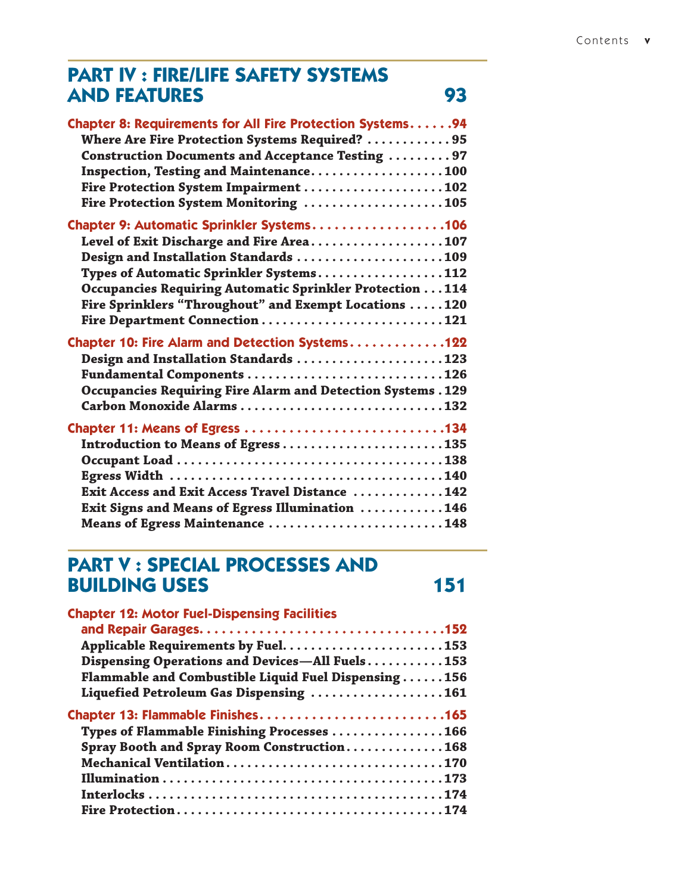## PART IV : FIRE/LIFE SAFETY SYSTEMS AND FEATURES 93

**Chapter 8: Requirements for All Fire Protection Systems......94**

**Where Are Fire Protection Systems Required? ............95**

**Construction Documents and Acceptance Testing .........97**

**Inspection, Testing and Maintenance...................100**

**Fire Protection System Impairment ....................102**

**Fire Protection System Monitoring ....................105**

**Chapter 9: Automatic Sprinkler Systems..................106**

**Level of Exit Discharge and Fire Area...................107**

**Design and Installation Standards .....................109**

**Types of Automatic Sprinkler Systems..................112**

**Occupancies Requiring Automatic Sprinkler Protection ...114**

**Fire Sprinklers "Throughout" and Exempt Locations .....120**

**Fire Department Connection ..........................121**

**Chapter 10: Fire Alarm and Detection Systems.............122**

**Design and Installation Standards .....................123**

**Fundamental Components ............................126**

**Occupancies Requiring Fire Alarm and Detection Systems .129**

**Carbon Monoxide Alarms .............................132**

**Chapter 11: Means of Egress ............................134**

**Introduction to Means of Egress .......................135**

**Occupant Load .....................................138**

**Egress Width ......................................140**

**Exit Access and Exit Access Travel Distance .............142**

**Exit Signs and Means of Egress Illumination ............146**

**Means of Egress Maintenance .........................148**

## PART V : SPECIAL PROCESSES AND BUILDING USES 151

**Chapter 12: Motor Fuel-Dispensing Facilities and Repair Garages.................................152**

**Applicable Requirements by Fuel.......................153**

**Dispensing Operations and Devices—All Fuels...........153**

**Flammable and Combustible Liquid Fuel Dispensing ......156**

**Liquefied Petroleum Gas Dispensing ...................161**

**Chapter 13: Flammable Finishes.........................165**

**Types of Flammable Finishing Processes ................166**

**Spray Booth and Spray Room Construction..............168**

**Mechanical Ventilation...............................170**

**Illumination .......................................173**

**Interlocks .........................................174**

**Fire Protection......................................174**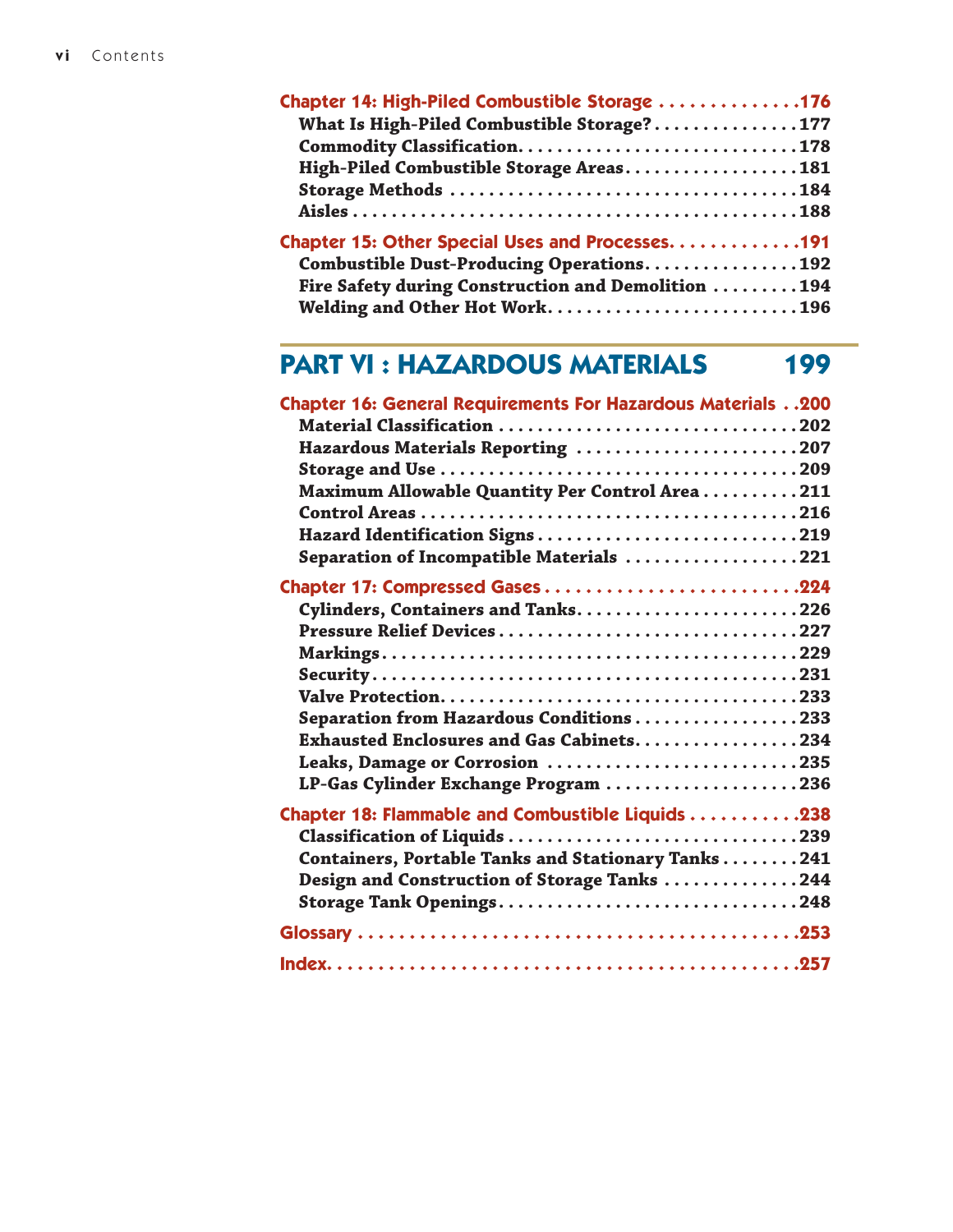**Chapter 14: High-Piled Combustible Storage** .............. 176
- What Is High-Piled Combustible Storage? ............... 177
- Commodity Classification ............................. 178
- High-Piled Combustible Storage Areas .................. 181
- Storage Methods ...................................... 184
- Aisles ............................................... 188

**Chapter 15: Other Special Uses and Processes** ............. 191
- Combustible Dust-Producing Operations ................ 192
- Fire Safety during Construction and Demolition ......... 194
- Welding and Other Hot Work ........................... 196

## PART VI : HAZARDOUS MATERIALS 199

**Chapter 16: General Requirements For Hazardous Materials** .. 200
- Material Classification ............................... 202
- Hazardous Materials Reporting ........................ 207
- Storage and Use ...................................... 209
- Maximum Allowable Quantity Per Control Area .......... 211
- Control Areas ........................................ 216
- Hazard Identification Signs ........................... 219
- Separation of Incompatible Materials .................. 221

**Chapter 17: Compressed Gases** .......................... 224
- Cylinders, Containers and Tanks ....................... 226
- Pressure Relief Devices ............................... 227
- Markings ............................................. 229
- Security ............................................. 231
- Valve Protection ...................................... 233
- Separation from Hazardous Conditions ................. 233
- Exhausted Enclosures and Gas Cabinets ................. 234
- Leaks, Damage or Corrosion .......................... 235
- LP-Gas Cylinder Exchange Program .................... 236

**Chapter 18: Flammable and Combustible Liquids** ........... 238
- Classification of Liquids .............................. 239
- Containers, Portable Tanks and Stationary Tanks ........ 241
- Design and Construction of Storage Tanks .............. 244
- Storage Tank Openings ............................... 248

**Glossary** ............................................. 253

**Index** ............................................... 257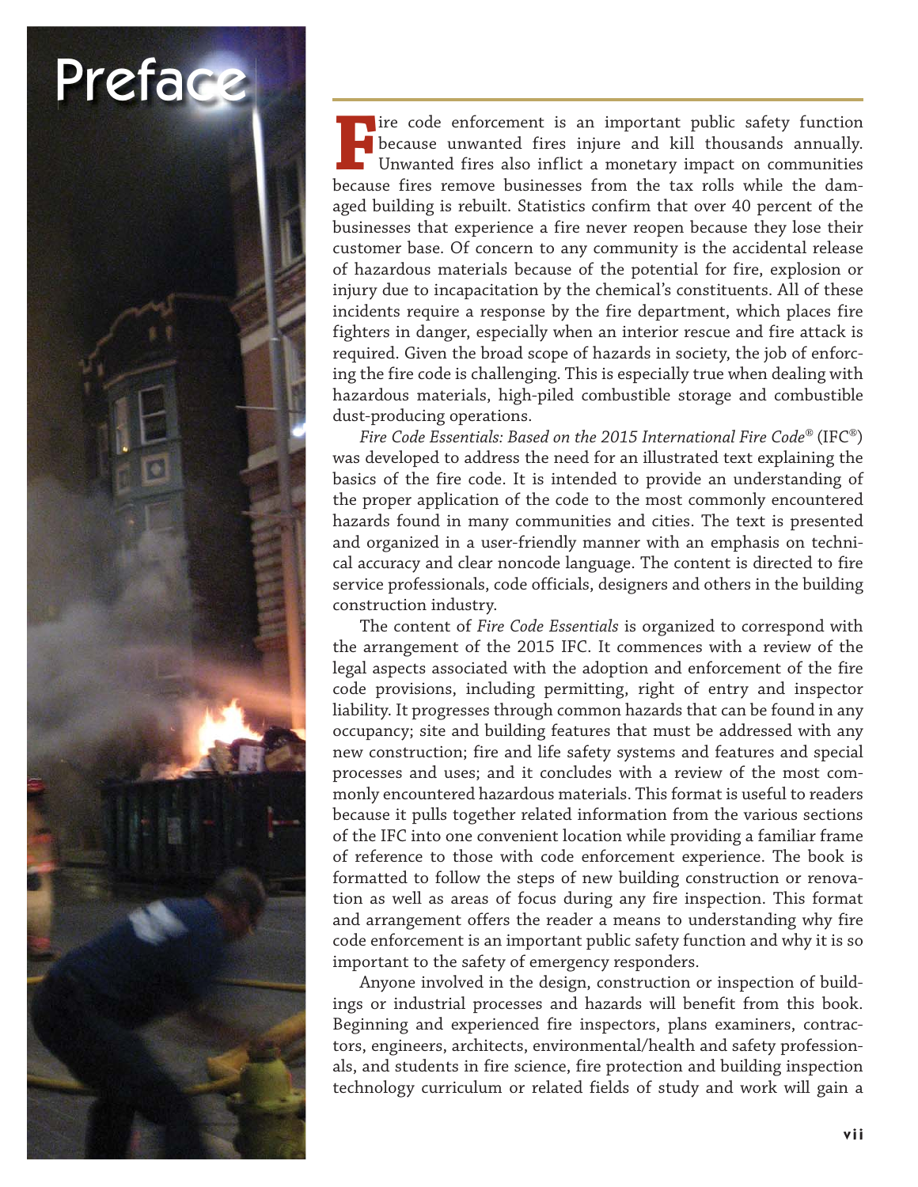# Preface

Fire code enforcement is an important public safety function because unwanted fires injure and kill thousands annually. Unwanted fires also inflict a monetary impact on communities because fires remove businesses from the tax rolls while the damaged building is rebuilt. Statistics confirm that over 40 percent of the businesses that experience a fire never reopen because they lose their customer base. Of concern to any community is the accidental release of hazardous materials because of the potential for fire, explosion or injury due to incapacitation by the chemical's constituents. All of these incidents require a response by the fire department, which places fire fighters in danger, especially when an interior rescue and fire attack is required. Given the broad scope of hazards in society, the job of enforcing the fire code is challenging. This is especially true when dealing with hazardous materials, high-piled combustible storage and combustible dust-producing operations.

*Fire Code Essentials: Based on the 2015 International Fire Code®* (IFC®) was developed to address the need for an illustrated text explaining the basics of the fire code. It is intended to provide an understanding of the proper application of the code to the most commonly encountered hazards found in many communities and cities. The text is presented and organized in a user-friendly manner with an emphasis on technical accuracy and clear noncode language. The content is directed to fire service professionals, code officials, designers and others in the building construction industry.

The content of *Fire Code Essentials* is organized to correspond with the arrangement of the 2015 IFC. It commences with a review of the legal aspects associated with the adoption and enforcement of the fire code provisions, including permitting, right of entry and inspector liability. It progresses through common hazards that can be found in any occupancy; site and building features that must be addressed with any new construction; fire and life safety systems and features and special processes and uses; and it concludes with a review of the most commonly encountered hazardous materials. This format is useful to readers because it pulls together related information from the various sections of the IFC into one convenient location while providing a familiar frame of reference to those with code enforcement experience. The book is formatted to follow the steps of new building construction or renovation as well as areas of focus during any fire inspection. This format and arrangement offers the reader a means to understanding why fire code enforcement is an important public safety function and why it is so important to the safety of emergency responders.

Anyone involved in the design, construction or inspection of buildings or industrial processes and hazards will benefit from this book. Beginning and experienced fire inspectors, plans examiners, contractors, engineers, architects, environmental/health and safety professionals, and students in fire science, fire protection and building inspection technology curriculum or related fields of study and work will gain a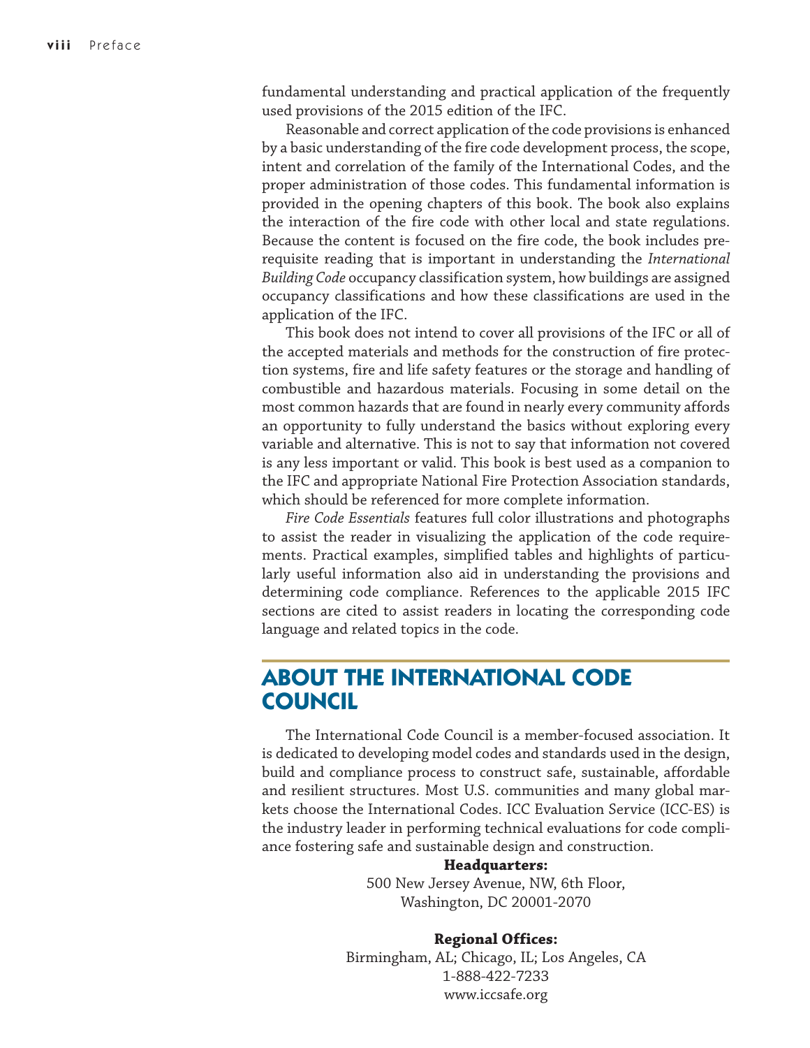fundamental understanding and practical application of the frequently used provisions of the 2015 edition of the IFC.

Reasonable and correct application of the code provisions is enhanced by a basic understanding of the fire code development process, the scope, intent and correlation of the family of the International Codes, and the proper administration of those codes. This fundamental information is provided in the opening chapters of this book. The book also explains the interaction of the fire code with other local and state regulations. Because the content is focused on the fire code, the book includes prerequisite reading that is important in understanding the *International Building Code* occupancy classification system, how buildings are assigned occupancy classifications and how these classifications are used in the application of the IFC.

This book does not intend to cover all provisions of the IFC or all of the accepted materials and methods for the construction of fire protection systems, fire and life safety features or the storage and handling of combustible and hazardous materials. Focusing in some detail on the most common hazards that are found in nearly every community affords an opportunity to fully understand the basics without exploring every variable and alternative. This is not to say that information not covered is any less important or valid. This book is best used as a companion to the IFC and appropriate National Fire Protection Association standards, which should be referenced for more complete information.

*Fire Code Essentials* features full color illustrations and photographs to assist the reader in visualizing the application of the code requirements. Practical examples, simplified tables and highlights of particularly useful information also aid in understanding the provisions and determining code compliance. References to the applicable 2015 IFC sections are cited to assist readers in locating the corresponding code language and related topics in the code.

## ABOUT THE INTERNATIONAL CODE COUNCIL

The International Code Council is a member-focused association. It is dedicated to developing model codes and standards used in the design, build and compliance process to construct safe, sustainable, affordable and resilient structures. Most U.S. communities and many global markets choose the International Codes. ICC Evaluation Service (ICC-ES) is the industry leader in performing technical evaluations for code compliance fostering safe and sustainable design and construction.

**Headquarters:**
500 New Jersey Avenue, NW, 6th Floor,
Washington, DC 20001-2070

**Regional Offices:**
Birmingham, AL; Chicago, IL; Los Angeles, CA
1-888-422-7233
www.iccsafe.org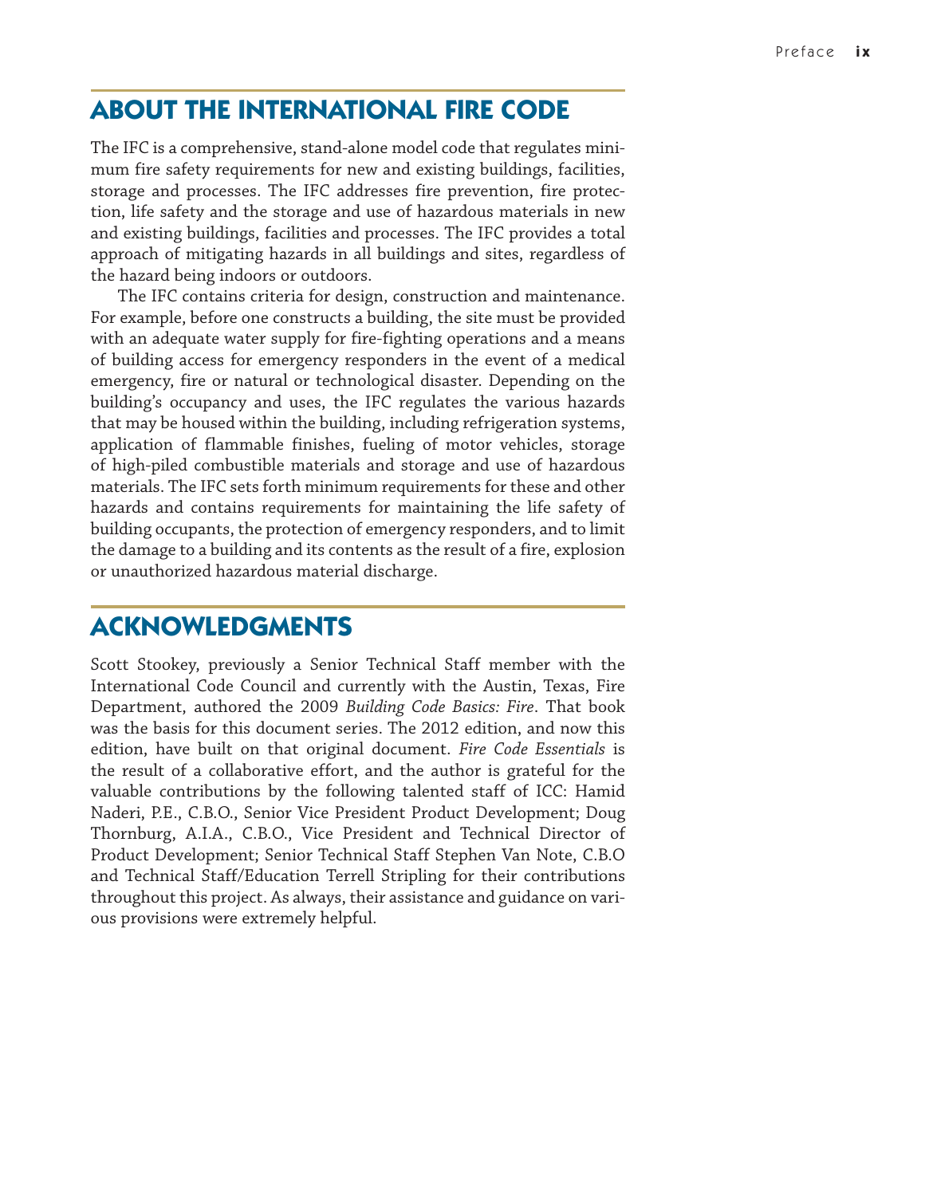## ABOUT THE INTERNATIONAL FIRE CODE

The IFC is a comprehensive, stand-alone model code that regulates minimum fire safety requirements for new and existing buildings, facilities, storage and processes. The IFC addresses fire prevention, fire protection, life safety and the storage and use of hazardous materials in new and existing buildings, facilities and processes. The IFC provides a total approach of mitigating hazards in all buildings and sites, regardless of the hazard being indoors or outdoors.

The IFC contains criteria for design, construction and maintenance. For example, before one constructs a building, the site must be provided with an adequate water supply for fire-fighting operations and a means of building access for emergency responders in the event of a medical emergency, fire or natural or technological disaster. Depending on the building's occupancy and uses, the IFC regulates the various hazards that may be housed within the building, including refrigeration systems, application of flammable finishes, fueling of motor vehicles, storage of high-piled combustible materials and storage and use of hazardous materials. The IFC sets forth minimum requirements for these and other hazards and contains requirements for maintaining the life safety of building occupants, the protection of emergency responders, and to limit the damage to a building and its contents as the result of a fire, explosion or unauthorized hazardous material discharge.

## ACKNOWLEDGMENTS

Scott Stookey, previously a Senior Technical Staff member with the International Code Council and currently with the Austin, Texas, Fire Department, authored the 2009 *Building Code Basics: Fire*. That book was the basis for this document series. The 2012 edition, and now this edition, have built on that original document. *Fire Code Essentials* is the result of a collaborative effort, and the author is grateful for the valuable contributions by the following talented staff of ICC: Hamid Naderi, P.E., C.B.O., Senior Vice President Product Development; Doug Thornburg, A.I.A., C.B.O., Vice President and Technical Director of Product Development; Senior Technical Staff Stephen Van Note, C.B.O and Technical Staff/Education Terrell Stripling for their contributions throughout this project. As always, their assistance and guidance on various provisions were extremely helpful.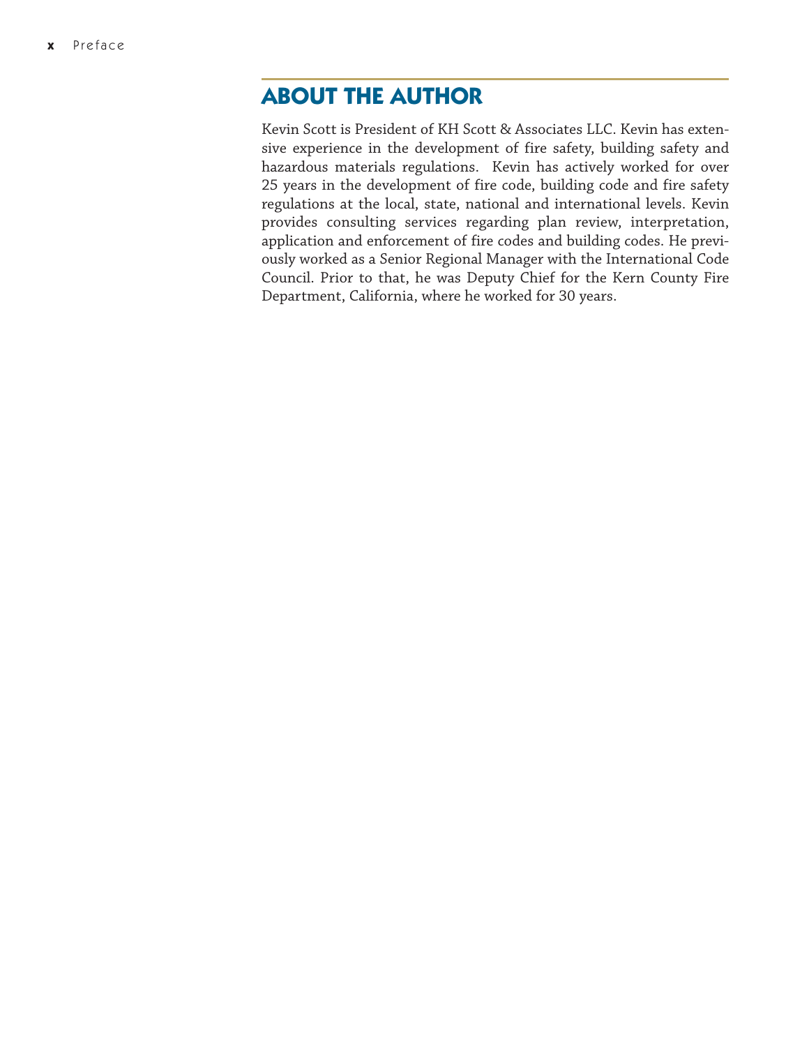## ABOUT THE AUTHOR

Kevin Scott is President of KH Scott & Associates LLC. Kevin has extensive experience in the development of fire safety, building safety and hazardous materials regulations. Kevin has actively worked for over 25 years in the development of fire code, building code and fire safety regulations at the local, state, national and international levels. Kevin provides consulting services regarding plan review, interpretation, application and enforcement of fire codes and building codes. He previously worked as a Senior Regional Manager with the International Code Council. Prior to that, he was Deputy Chief for the Kern County Fire Department, California, where he worked for 30 years.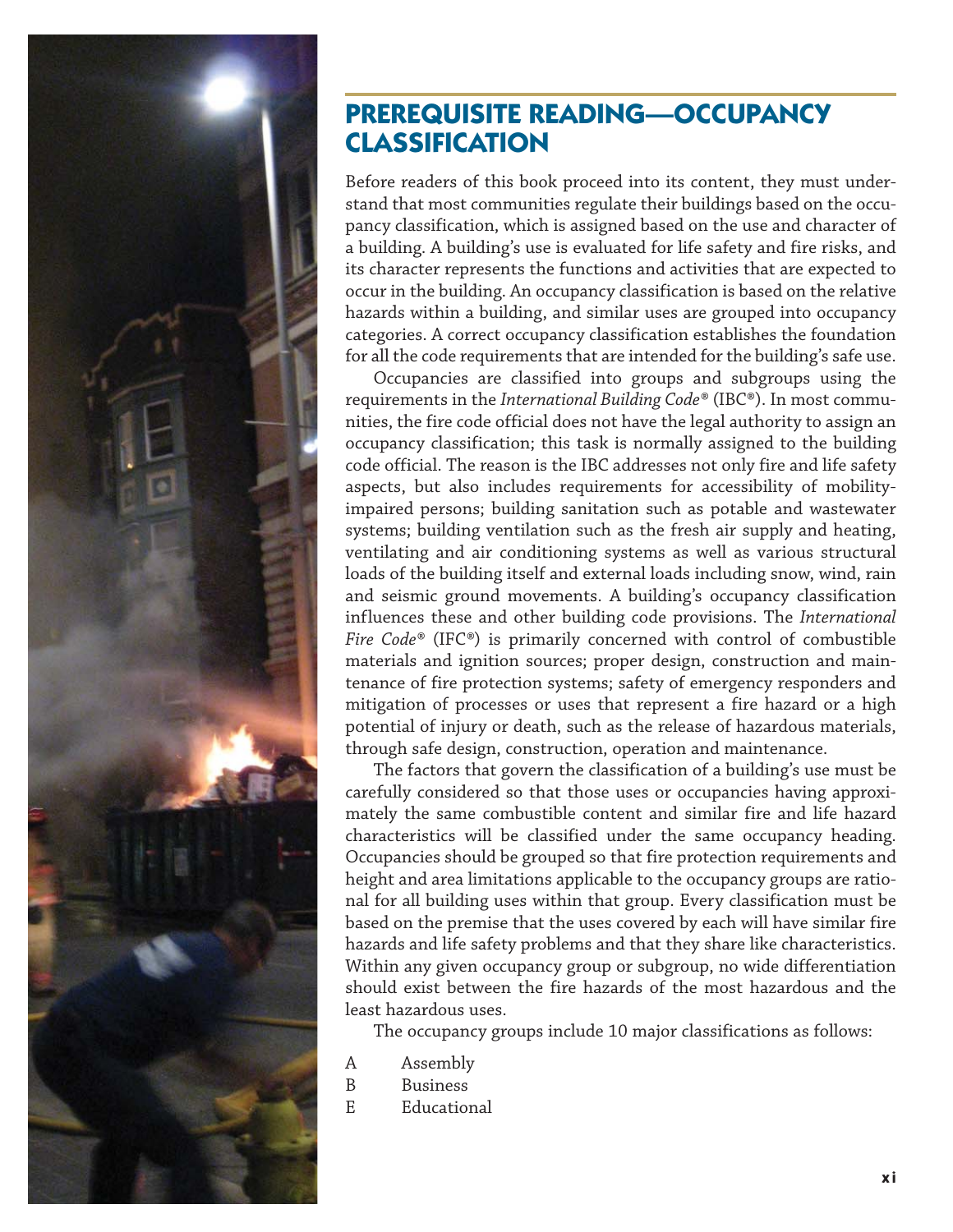# PREREQUISITE READING—OCCUPANCY CLASSIFICATION

Before readers of this book proceed into its content, they must understand that most communities regulate their buildings based on the occupancy classification, which is assigned based on the use and character of a building. A building's use is evaluated for life safety and fire risks, and its character represents the functions and activities that are expected to occur in the building. An occupancy classification is based on the relative hazards within a building, and similar uses are grouped into occupancy categories. A correct occupancy classification establishes the foundation for all the code requirements that are intended for the building's safe use.

Occupancies are classified into groups and subgroups using the requirements in the *International Building Code*® (IBC®). In most communities, the fire code official does not have the legal authority to assign an occupancy classification; this task is normally assigned to the building code official. The reason is the IBC addresses not only fire and life safety aspects, but also includes requirements for accessibility of mobility-impaired persons; building sanitation such as potable and wastewater systems; building ventilation such as the fresh air supply and heating, ventilating and air conditioning systems as well as various structural loads of the building itself and external loads including snow, wind, rain and seismic ground movements. A building's occupancy classification influences these and other building code provisions. The *International Fire Code*® (IFC®) is primarily concerned with control of combustible materials and ignition sources; proper design, construction and maintenance of fire protection systems; safety of emergency responders and mitigation of processes or uses that represent a fire hazard or a high potential of injury or death, such as the release of hazardous materials, through safe design, construction, operation and maintenance.

The factors that govern the classification of a building's use must be carefully considered so that those uses or occupancies having approximately the same combustible content and similar fire and life hazard characteristics will be classified under the same occupancy heading. Occupancies should be grouped so that fire protection requirements and height and area limitations applicable to the occupancy groups are rational for all building uses within that group. Every classification must be based on the premise that the uses covered by each will have similar fire hazards and life safety problems and that they share like characteristics. Within any given occupancy group or subgroup, no wide differentiation should exist between the fire hazards of the most hazardous and the least hazardous uses.

The occupancy groups include 10 major classifications as follows:

- A Assembly
- B Business
- E Educational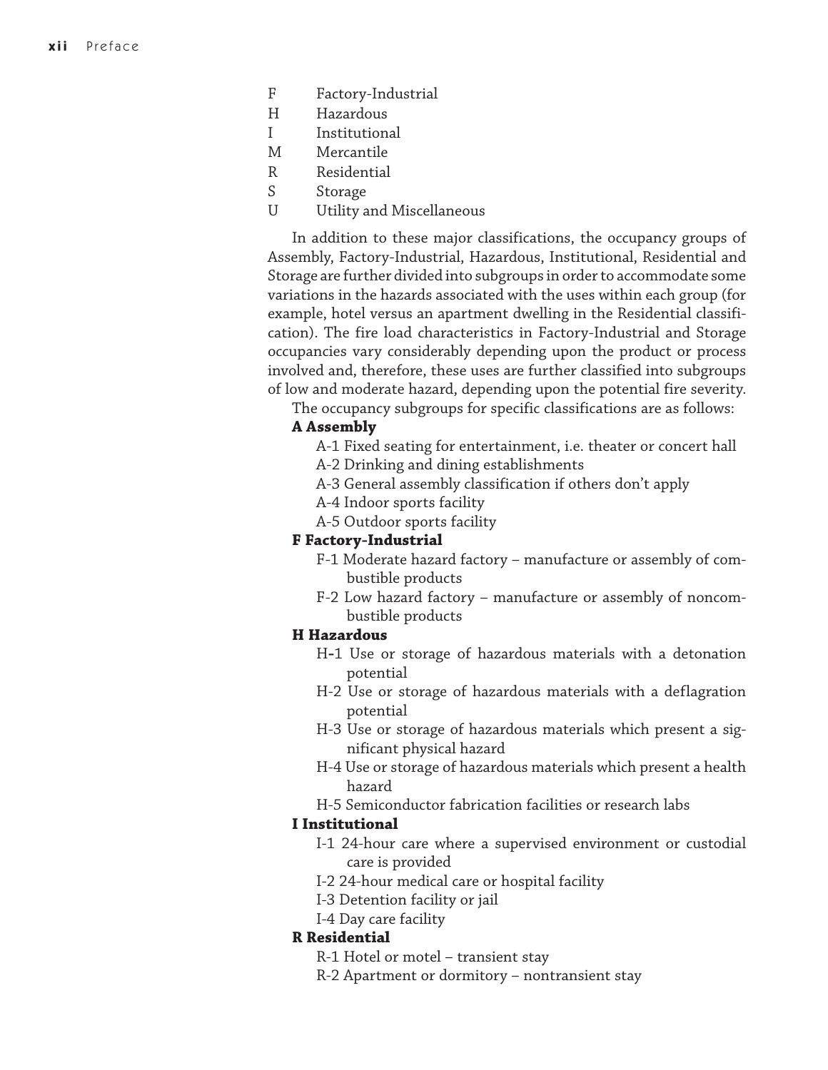F Factory-Industrial
H Hazardous
I Institutional
M Mercantile
R Residential
S Storage
U Utility and Miscellaneous

In addition to these major classifications, the occupancy groups of Assembly, Factory-Industrial, Hazardous, Institutional, Residential and Storage are further divided into subgroups in order to accommodate some variations in the hazards associated with the uses within each group (for example, hotel versus an apartment dwelling in the Residential classification). The fire load characteristics in Factory-Industrial and Storage occupancies vary considerably depending upon the product or process involved and, therefore, these uses are further classified into subgroups of low and moderate hazard, depending upon the potential fire severity.

The occupancy subgroups for specific classifications are as follows:

**A Assembly**

- A-1 Fixed seating for entertainment, i.e. theater or concert hall
- A-2 Drinking and dining establishments
- A-3 General assembly classification if others don't apply
- A-4 Indoor sports facility
- A-5 Outdoor sports facility

**F Factory-Industrial**

- F-1 Moderate hazard factory – manufacture or assembly of combustible products
- F-2 Low hazard factory – manufacture or assembly of noncombustible products

**H Hazardous**

- H-1 Use or storage of hazardous materials with a detonation potential
- H-2 Use or storage of hazardous materials with a deflagration potential
- H-3 Use or storage of hazardous materials which present a significant physical hazard
- H-4 Use or storage of hazardous materials which present a health hazard
- H-5 Semiconductor fabrication facilities or research labs

**I Institutional**

- I-1 24-hour care where a supervised environment or custodial care is provided
- I-2 24-hour medical care or hospital facility
- I-3 Detention facility or jail
- I-4 Day care facility

**R Residential**

- R-1 Hotel or motel – transient stay
- R-2 Apartment or dormitory – nontransient stay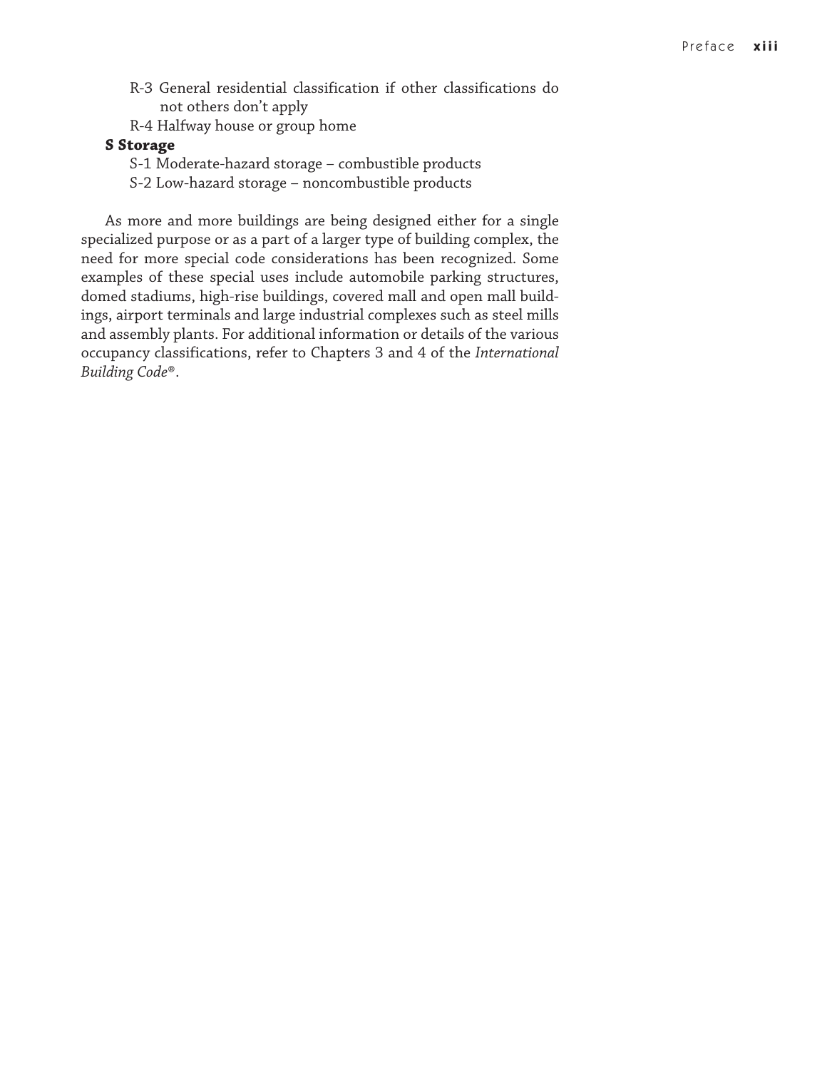R-3 General residential classification if other classifications do not others don't apply

R-4 Halfway house or group home

**S Storage**

S-1 Moderate-hazard storage – combustible products

S-2 Low-hazard storage – noncombustible products

As more and more buildings are being designed either for a single specialized purpose or as a part of a larger type of building complex, the need for more special code considerations has been recognized. Some examples of these special uses include automobile parking structures, domed stadiums, high-rise buildings, covered mall and open mall buildings, airport terminals and large industrial complexes such as steel mills and assembly plants. For additional information or details of the various occupancy classifications, refer to Chapters 3 and 4 of the *International Building Code®*.